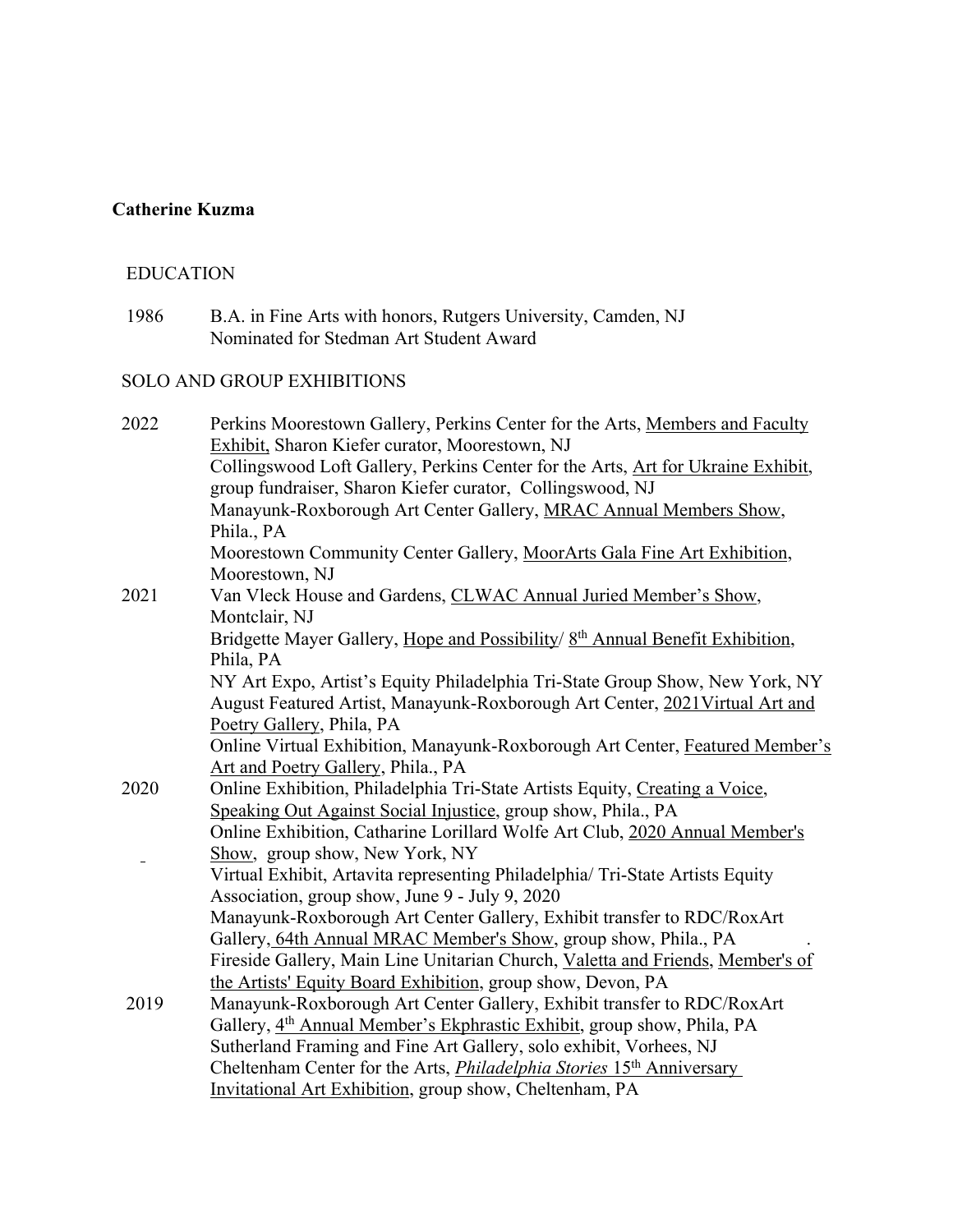**Catherine Kuzma**

## EDUCATION

1986 B.A. in Fine Arts with honors, Rutgers University, Camden, NJ
Nominated for Stedman Art Student Award

## SOLO AND GROUP EXHIBITIONS

**2022**

Perkins Moorestown Gallery, Perkins Center for the Arts, Members and Faculty Exhibit, Sharon Kiefer curator, Moorestown, NJ

Collingswood Loft Gallery, Perkins Center for the Arts, Art for Ukraine Exhibit, group fundraiser, Sharon Kiefer curator, Collingswood, NJ

Manayunk-Roxborough Art Center Gallery, MRAC Annual Members Show, Phila., PA

Moorestown Community Center Gallery, MoorArts Gala Fine Art Exhibition, Moorestown, NJ

**2021**

Van Vleck House and Gardens, CLWAC Annual Juried Member's Show, Montclair, NJ

Bridgette Mayer Gallery, Hope and Possibility/ 8th Annual Benefit Exhibition, Phila, PA

NY Art Expo, Artist's Equity Philadelphia Tri-State Group Show, New York, NY

August Featured Artist, Manayunk-Roxborough Art Center, 2021Virtual Art and Poetry Gallery, Phila, PA

Online Virtual Exhibition, Manayunk-Roxborough Art Center, Featured Member's Art and Poetry Gallery, Phila., PA

**2020**

Online Exhibition, Philadelphia Tri-State Artists Equity, Creating a Voice, Speaking Out Against Social Injustice, group show, Phila., PA

Online Exhibition, Catharine Lorillard Wolfe Art Club, 2020 Annual Member's Show, group show, New York, NY

Virtual Exhibit, Artavita representing Philadelphia/ Tri-State Artists Equity Association, group show, June 9 - July 9, 2020

Manayunk-Roxborough Art Center Gallery, Exhibit transfer to RDC/RoxArt Gallery, 64th Annual MRAC Member's Show, group show, Phila., PA

Fireside Gallery, Main Line Unitarian Church, Valetta and Friends, Member's of the Artists' Equity Board Exhibition, group show, Devon, PA

**2019**

Manayunk-Roxborough Art Center Gallery, Exhibit transfer to RDC/RoxArt Gallery, 4th Annual Member's Ekphrastic Exhibit, group show, Phila, PA

Sutherland Framing and Fine Art Gallery, solo exhibit, Vorhees, NJ

Cheltenham Center for the Arts, *Philadelphia Stories* 15th Anniversary Invitational Art Exhibition, group show, Cheltenham, PA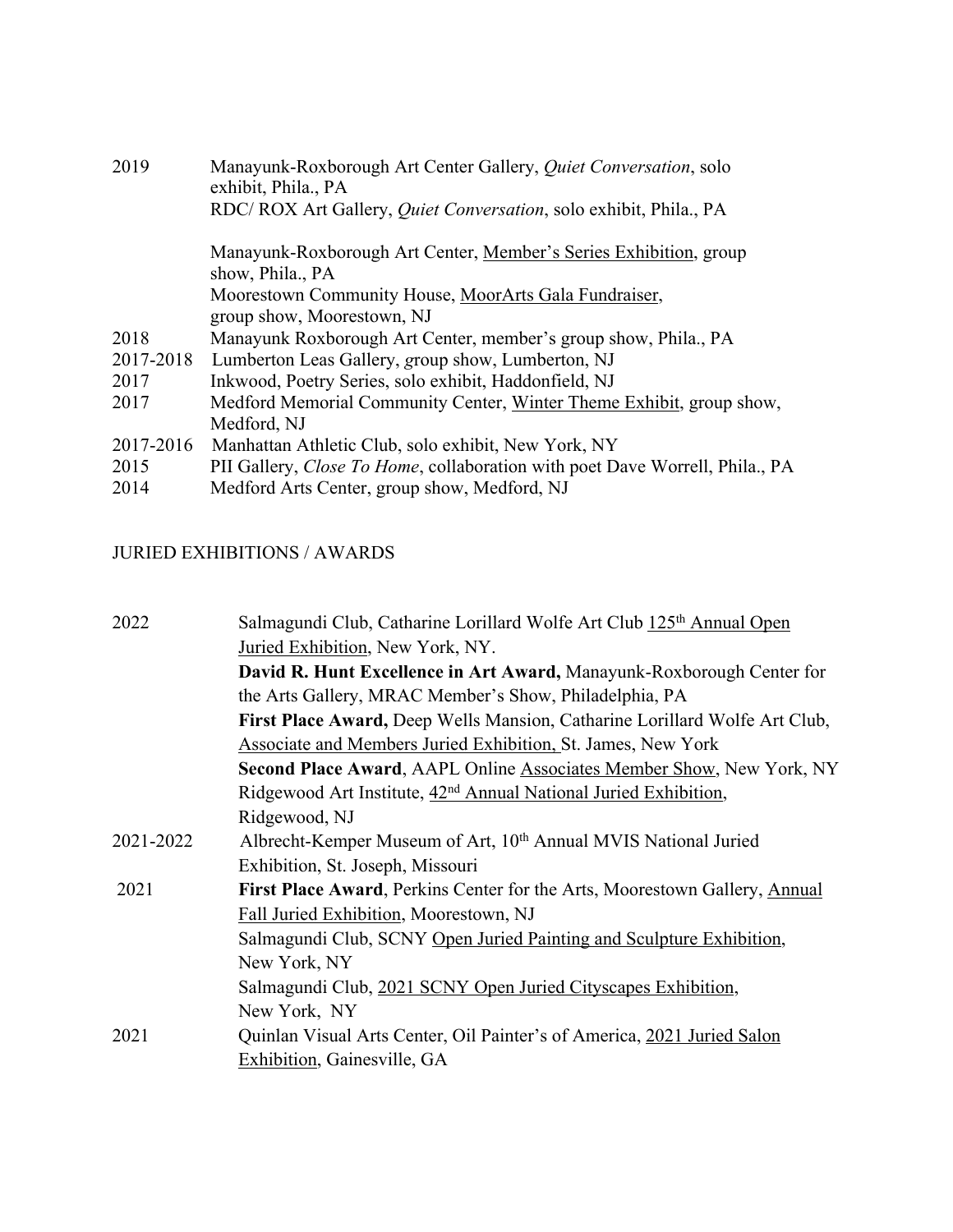| | |
|---|---|
| 2019 | Manayunk-Roxborough Art Center Gallery, *Quiet Conversation*, solo exhibit, Phila., PA |
| | RDC/ ROX Art Gallery, *Quiet Conversation*, solo exhibit, Phila., PA |
| | Manayunk-Roxborough Art Center, <u>Member's Series Exhibition</u>, group show, Phila., PA |
| | Moorestown Community House, <u>MoorArts Gala Fundraiser</u>, group show, Moorestown, NJ |
| 2018 | Manayunk Roxborough Art Center, member's group show, Phila., PA |
| 2017-2018 | Lumberton Leas Gallery, group show, Lumberton, NJ |
| 2017 | Inkwood, Poetry Series, solo exhibit, Haddonfield, NJ |
| 2017 | Medford Memorial Community Center, <u>Winter Theme Exhibit</u>, group show, Medford, NJ |
| 2017-2016 | Manhattan Athletic Club, solo exhibit, New York, NY |
| 2015 | PII Gallery, *Close To Home*, collaboration with poet Dave Worrell, Phila., PA |
| 2014 | Medford Arts Center, group show, Medford, NJ |

## JURIED EXHIBITIONS / AWARDS

| | |
|---|---|
| 2022 | Salmagundi Club, Catharine Lorillard Wolfe Art Club <u>125th Annual Open Juried Exhibition</u>, New York, NY. |
| | **David R. Hunt Excellence in Art Award,** Manayunk-Roxborough Center for the Arts Gallery, MRAC Member's Show, Philadelphia, PA |
| | **First Place Award,** Deep Wells Mansion, Catharine Lorillard Wolfe Art Club, <u>Associate and Members Juried Exhibition,</u> St. James, New York |
| | **Second Place Award**, AAPL Online <u>Associates Member Show</u>, New York, NY |
| | Ridgewood Art Institute, <u>42nd Annual National Juried Exhibition</u>, Ridgewood, NJ |
| 2021-2022 | Albrecht-Kemper Museum of Art, 10th Annual MVIS National Juried Exhibition, St. Joseph, Missouri |
| 2021 | **First Place Award**, Perkins Center for the Arts, Moorestown Gallery, <u>Annual Fall Juried Exhibition</u>, Moorestown, NJ |
| | Salmagundi Club, SCNY <u>Open Juried Painting and Sculpture Exhibition</u>, New York, NY |
| | Salmagundi Club, <u>2021 SCNY Open Juried Cityscapes Exhibition</u>, New York, NY |
| 2021 | Quinlan Visual Arts Center, Oil Painter's of America, <u>2021 Juried Salon Exhibition</u>, Gainesville, GA |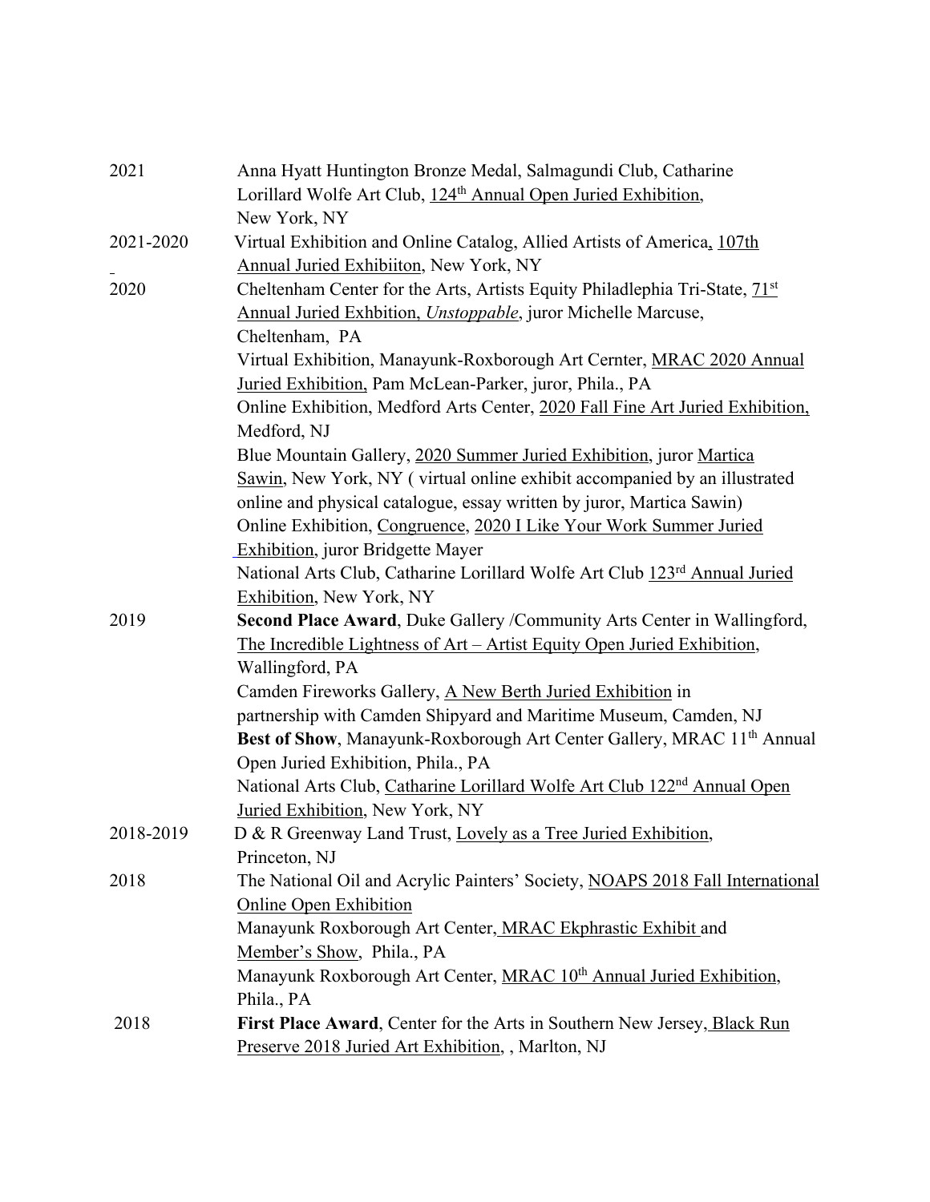| | |
|---|---|
| 2021 | Anna Hyatt Huntington Bronze Medal, Salmagundi Club, Catharine Lorillard Wolfe Art Club, 124th Annual Open Juried Exhibition, New York, NY |
| 2021-2020 | Virtual Exhibition and Online Catalog, Allied Artists of America, 107th Annual Juried Exhibiiton, New York, NY |
| 2020 | Cheltenham Center for the Arts, Artists Equity Philadlephia Tri-State, 71st Annual Juried Exhbition, *Unstoppable*, juror Michelle Marcuse, Cheltenham, PA |
| | Virtual Exhibition, Manayunk-Roxborough Art Cernter, MRAC 2020 Annual Juried Exhibition, Pam McLean-Parker, juror, Phila., PA |
| | Online Exhibition, Medford Arts Center, 2020 Fall Fine Art Juried Exhibition, Medford, NJ |
| | Blue Mountain Gallery, 2020 Summer Juried Exhibition, juror Martica Sawin, New York, NY ( virtual online exhibit accompanied by an illustrated online and physical catalogue, essay written by juror, Martica Sawin) |
| | Online Exhibition, Congruence, 2020 I Like Your Work Summer Juried Exhibition, juror Bridgette Mayer |
| | National Arts Club, Catharine Lorillard Wolfe Art Club 123rd Annual Juried Exhibition, New York, NY |
| 2019 | **Second Place Award**, Duke Gallery /Community Arts Center in Wallingford, The Incredible Lightness of Art – Artist Equity Open Juried Exhibition, Wallingford, PA |
| | Camden Fireworks Gallery, A New Berth Juried Exhibition in partnership with Camden Shipyard and Maritime Museum, Camden, NJ |
| | **Best of Show**, Manayunk-Roxborough Art Center Gallery, MRAC 11th Annual Open Juried Exhibition, Phila., PA |
| | National Arts Club, Catharine Lorillard Wolfe Art Club 122nd Annual Open Juried Exhibition, New York, NY |
| 2018-2019 | D & R Greenway Land Trust, Lovely as a Tree Juried Exhibition, Princeton, NJ |
| 2018 | The National Oil and Acrylic Painters' Society, NOAPS 2018 Fall International Online Open Exhibition |
| | Manayunk Roxborough Art Center, MRAC Ekphrastic Exhibit and Member's Show, Phila., PA |
| | Manayunk Roxborough Art Center, MRAC 10th Annual Juried Exhibition, Phila., PA |
| 2018 | **First Place Award**, Center for the Arts in Southern New Jersey, Black Run Preserve 2018 Juried Art Exhibition, , Marlton, NJ |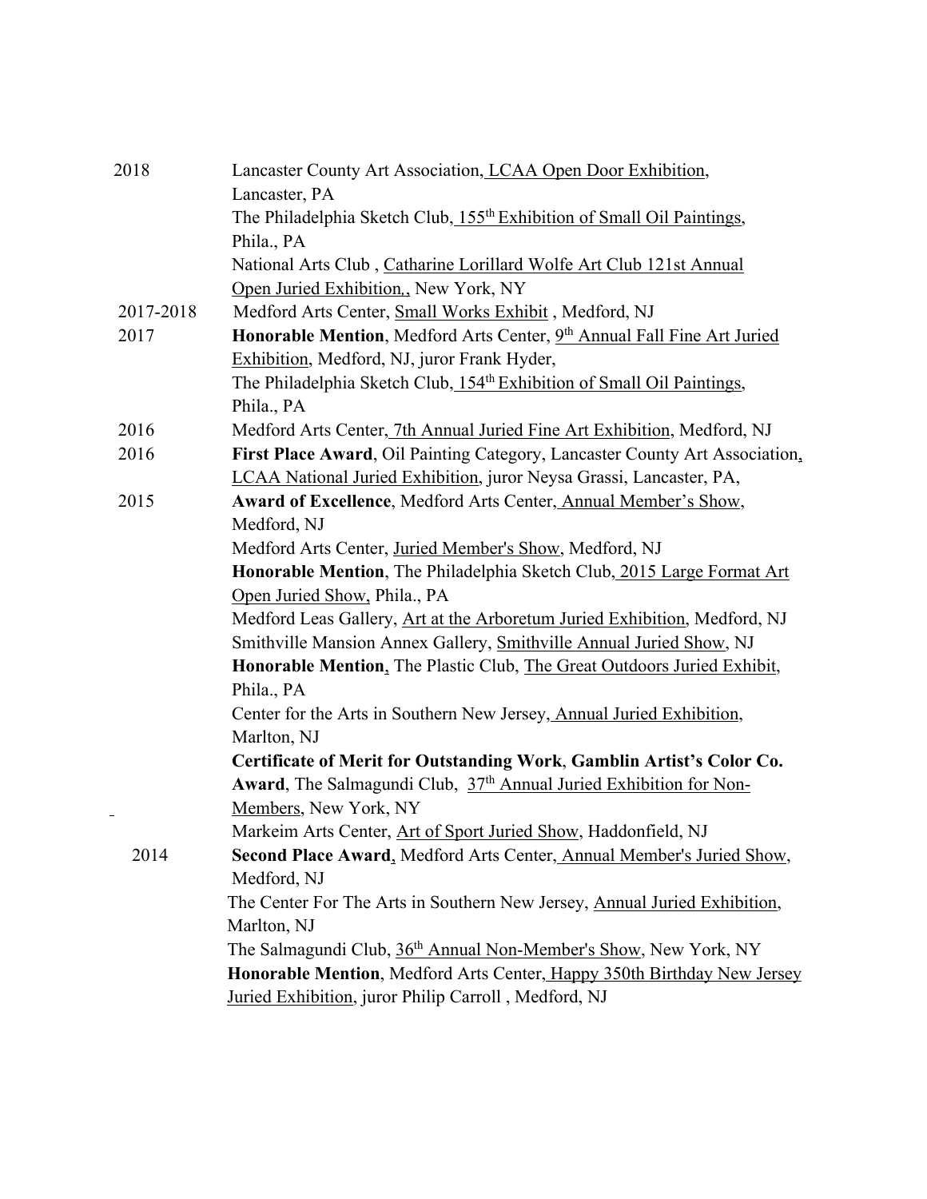| | |
|---|---|
| 2018 | Lancaster County Art Association, LCAA Open Door Exhibition, Lancaster, PA |
| | The Philadelphia Sketch Club, 155th Exhibition of Small Oil Paintings, Phila., PA |
| | National Arts Club , Catharine Lorillard Wolfe Art Club 121st Annual Open Juried Exhibition,, New York, NY |
| 2017-2018 | Medford Arts Center, Small Works Exhibit , Medford, NJ |
| 2017 | **Honorable Mention**, Medford Arts Center, 9th Annual Fall Fine Art Juried Exhibition, Medford, NJ, juror Frank Hyder, |
| | The Philadelphia Sketch Club, 154th Exhibition of Small Oil Paintings, Phila., PA |
| 2016 | Medford Arts Center, 7th Annual Juried Fine Art Exhibition, Medford, NJ |
| 2016 | **First Place Award**, Oil Painting Category, Lancaster County Art Association, LCAA National Juried Exhibition, juror Neysa Grassi, Lancaster, PA, |
| 2015 | **Award of Excellence**, Medford Arts Center, Annual Member's Show, Medford, NJ |
| | Medford Arts Center, Juried Member's Show, Medford, NJ |
| | **Honorable Mention**, The Philadelphia Sketch Club, 2015 Large Format Art Open Juried Show, Phila., PA |
| | Medford Leas Gallery, Art at the Arboretum Juried Exhibition, Medford, NJ |
| | Smithville Mansion Annex Gallery, Smithville Annual Juried Show, NJ |
| | **Honorable Mention**, The Plastic Club, The Great Outdoors Juried Exhibit, Phila., PA |
| | Center for the Arts in Southern New Jersey, Annual Juried Exhibition, Marlton, NJ |
| | **Certificate of Merit for Outstanding Work**, **Gamblin Artist's Color Co. Award**, The Salmagundi Club, 37th Annual Juried Exhibition for Non-Members, New York, NY |
| | Markeim Arts Center, Art of Sport Juried Show, Haddonfield, NJ |
| 2014 | **Second Place Award**, Medford Arts Center, Annual Member's Juried Show, Medford, NJ |
| | The Center For The Arts in Southern New Jersey, Annual Juried Exhibition, Marlton, NJ |
| | The Salmagundi Club, 36th Annual Non-Member's Show, New York, NY |
| | **Honorable Mention**, Medford Arts Center, Happy 350th Birthday New Jersey Juried Exhibition, juror Philip Carroll , Medford, NJ |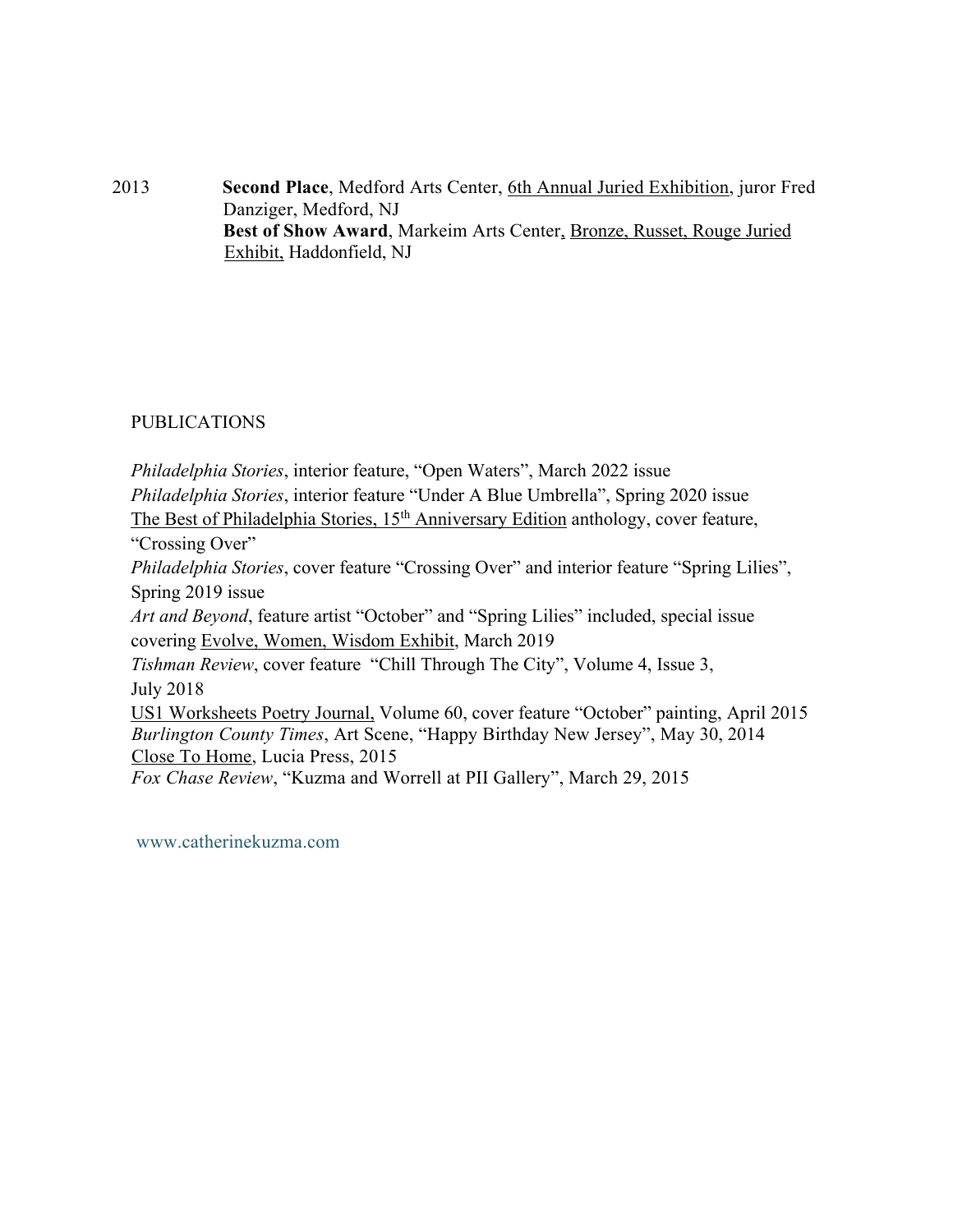2013 **Second Place**, Medford Arts Center, <u>6th Annual Juried Exhibition</u>, juror Fred Danziger, Medford, NJ
**Best of Show Award**, Markeim Arts Center, <u>Bronze, Russet, Rouge Juried Exhibit,</u> Haddonfield, NJ

PUBLICATIONS

*Philadelphia Stories*, interior feature, "Open Waters", March 2022 issue
*Philadelphia Stories*, interior feature "Under A Blue Umbrella", Spring 2020 issue
<u>The Best of Philadelphia Stories, 15th Anniversary Edition</u> anthology, cover feature, "Crossing Over"
*Philadelphia Stories*, cover feature "Crossing Over" and interior feature "Spring Lilies", Spring 2019 issue
*Art and Beyond*, feature artist "October" and "Spring Lilies" included, special issue covering <u>Evolve, Women, Wisdom Exhibit,</u> March 2019
*Tishman Review*, cover feature "Chill Through The City", Volume 4, Issue 3, July 2018
<u>US1 Worksheets Poetry Journal,</u> Volume 60, cover feature "October" painting, April 2015
*Burlington County Times*, Art Scene, "Happy Birthday New Jersey", May 30, 2014
<u>Close To Home</u>, Lucia Press, 2015
*Fox Chase Review*, "Kuzma and Worrell at PII Gallery", March 29, 2015

www.catherinekuzma.com